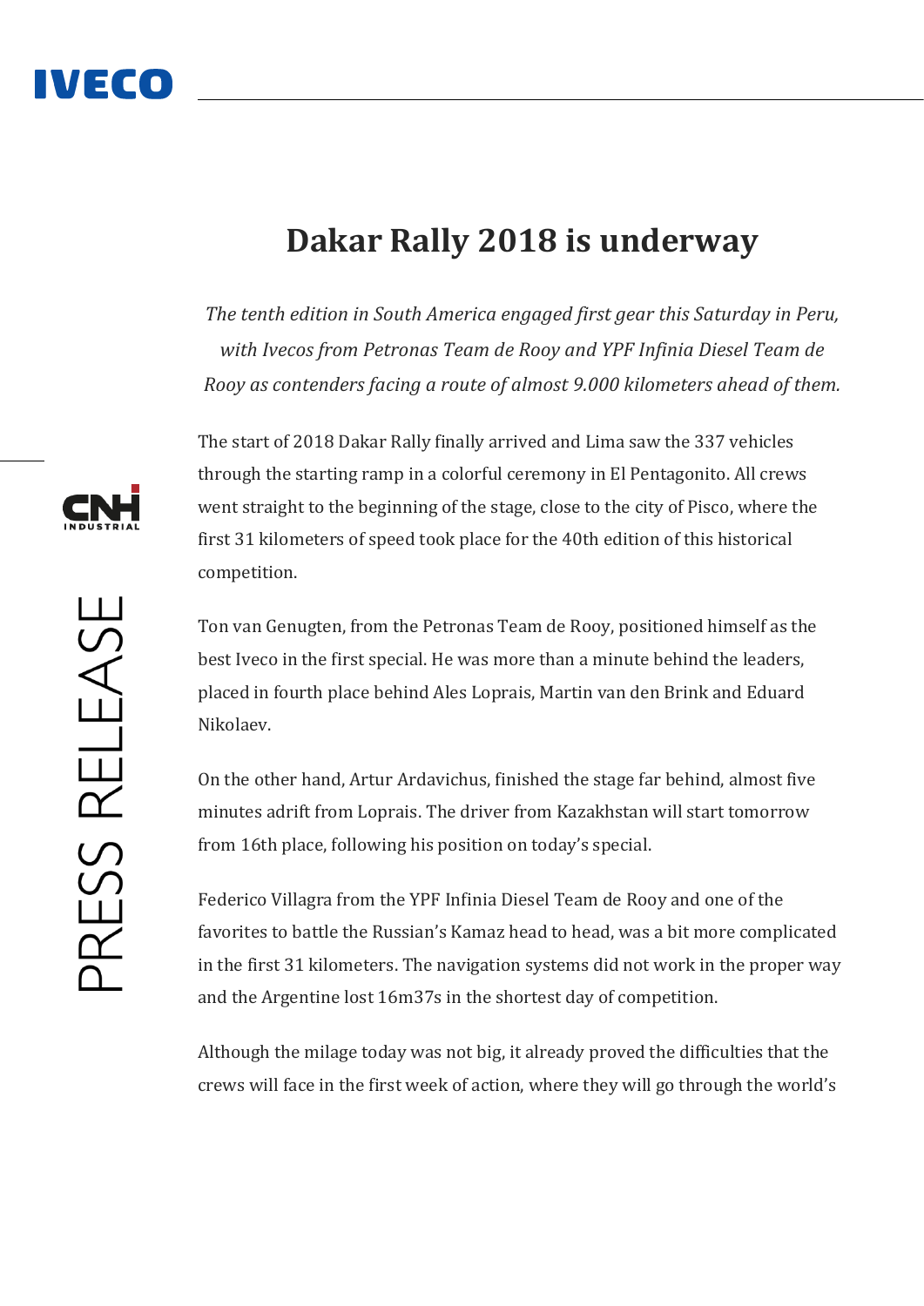# Dakar Rally 2018 is underway

*The tenth edition in South America engaged first gear this Saturday in Peru, with Ivecos from Petronas Team de Rooy and YPF Infinia Diesel Team de Rooy as contenders facing a route of almost 9.000 kilometers ahead of them.*

The start of 2018 Dakar Rally finally arrived and Lima saw the 337 vehicles through the starting ramp in a colorful ceremony in El Pentagonito. All crews went straight to the beginning of the stage, close to the city of Pisco, where the first 31 kilometers of speed took place for the 40th edition of this historical competition.

Ton van Genugten, from the Petronas Team de Rooy, positioned himself as the best Iveco in the first special. He was more than a minute behind the leaders, placed in fourth place behind Ales Loprais, Martin van den Brink and Eduard Nikolaev.

On the other hand, Artur Ardavichus, finished the stage far behind, almost five minutes adrift from Loprais. The driver from Kazakhstan will start tomorrow from 16th place, following his position on today's special.

Federico Villagra from the YPF Infinia Diesel Team de Rooy and one of the favorites to battle the Russian's Kamaz head to head, was a bit more complicated in the first 31 kilometers. The navigation systems did not work in the proper way and the Argentine lost 16m37s in the shortest day of competition.

Although the milage today was not big, it already proved the difficulties that the crews will face in the first week of action, where they will go through the world's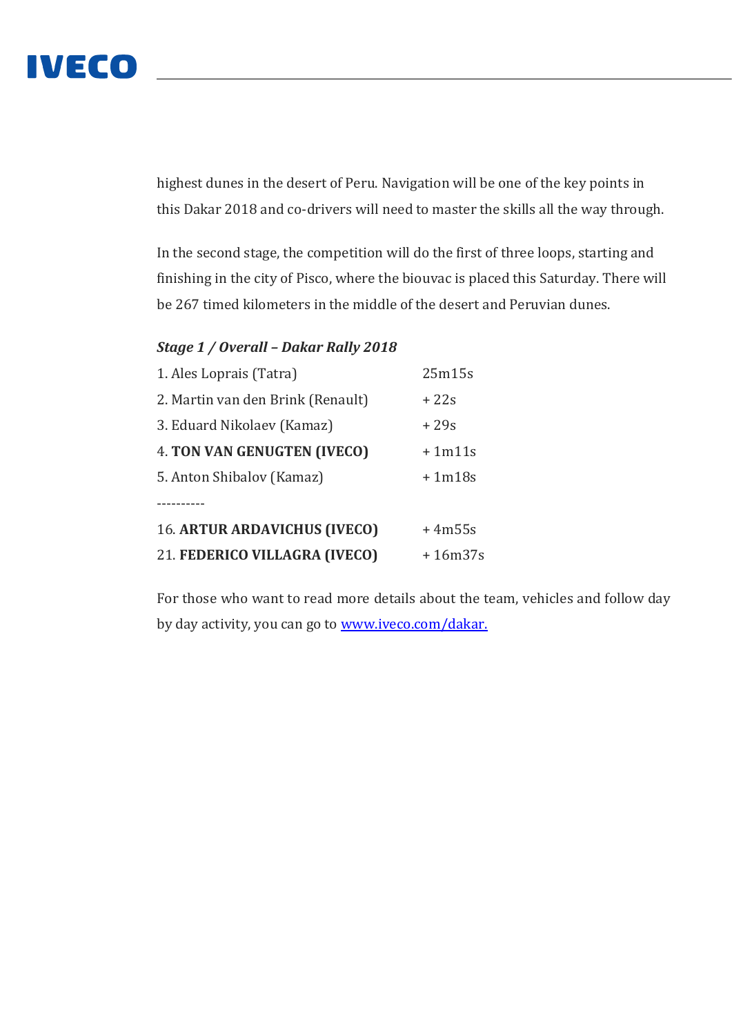highest dunes in the desert of Peru. Navigation will be one of the key points in this Dakar 2018 and co-drivers will need to master the skills all the way through.

In the second stage, the competition will do the first of three loops, starting and finishing in the city of Pisco, where the biouvac is placed this Saturday. There will be 267 timed kilometers in the middle of the desert and Peruvian dunes.

***Stage 1 / Overall – Dakar Rally 2018***

| | |
|---|---|
| 1. Ales Loprais (Tatra) | 25m15s |
| 2. Martin van den Brink (Renault) | + 22s |
| 3. Eduard Nikolaev (Kamaz) | + 29s |
| 4. **TON VAN GENUGTEN (IVECO)** | + 1m11s |
| 5. Anton Shibalov (Kamaz) | + 1m18s |
| ---------- | |
| 16. **ARTUR ARDAVICHUS (IVECO)** | + 4m55s |
| 21. **FEDERICO VILLAGRA (IVECO)** | + 16m37s |

For those who want to read more details about the team, vehicles and follow day by day activity, you can go to [www.iveco.com/dakar.](http://www.iveco.com/dakar)